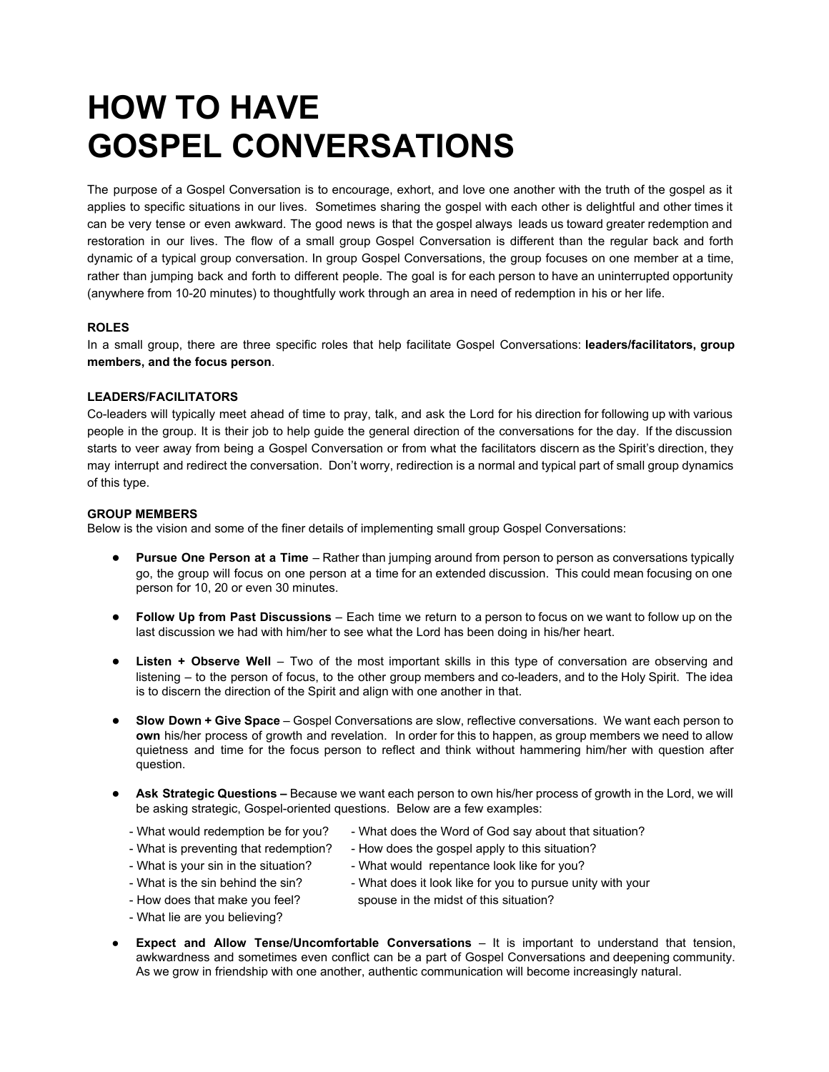# HOW TO HAVE GOSPEL CONVERSATIONS

The purpose of a Gospel Conversation is to encourage, exhort, and love one another with the truth of the gospel as it applies to specific situations in our lives. Sometimes sharing the gospel with each other is delightful and other times it can be very tense or even awkward. The good news is that the gospel always leads us toward greater redemption and restoration in our lives. The flow of a small group Gospel Conversation is different than the regular back and forth dynamic of a typical group conversation. In group Gospel Conversations, the group focuses on one member at a time, rather than jumping back and forth to different people. The goal is for each person to have an uninterrupted opportunity (anywhere from 10-20 minutes) to thoughtfully work through an area in need of redemption in his or her life.

**ROLES**

In a small group, there are three specific roles that help facilitate Gospel Conversations: **leaders/facilitators, group members, and the focus person**.

**LEADERS/FACILITATORS**

Co-leaders will typically meet ahead of time to pray, talk, and ask the Lord for his direction for following up with various people in the group. It is their job to help guide the general direction of the conversations for the day. If the discussion starts to veer away from being a Gospel Conversation or from what the facilitators discern as the Spirit's direction, they may interrupt and redirect the conversation. Don't worry, redirection is a normal and typical part of small group dynamics of this type.

**GROUP MEMBERS**

Below is the vision and some of the finer details of implementing small group Gospel Conversations:

- **Pursue One Person at a Time** – Rather than jumping around from person to person as conversations typically go, the group will focus on one person at a time for an extended discussion. This could mean focusing on one person for 10, 20 or even 30 minutes.

- **Follow Up from Past Discussions** – Each time we return to a person to focus on we want to follow up on the last discussion we had with him/her to see what the Lord has been doing in his/her heart.

- **Listen + Observe Well** – Two of the most important skills in this type of conversation are observing and listening – to the person of focus, to the other group members and co-leaders, and to the Holy Spirit. The idea is to discern the direction of the Spirit and align with one another in that.

- **Slow Down + Give Space** – Gospel Conversations are slow, reflective conversations. We want each person to **own** his/her process of growth and revelation. In order for this to happen, as group members we need to allow quietness and time for the focus person to reflect and think without hammering him/her with question after question.

- **Ask Strategic Questions –** Because we want each person to own his/her process of growth in the Lord, we will be asking strategic, Gospel-oriented questions. Below are a few examples:

  - What would redemption be for you?
  - What is preventing that redemption?
  - What is your sin in the situation?
  - What is the sin behind the sin?
  - How does that make you feel?
  - What lie are you believing?
  - What does the Word of God say about that situation?
  - How does the gospel apply to this situation?
  - What would repentance look like for you?
  - What does it look like for you to pursue unity with your spouse in the midst of this situation?

- **Expect and Allow Tense/Uncomfortable Conversations** – It is important to understand that tension, awkwardness and sometimes even conflict can be a part of Gospel Conversations and deepening community. As we grow in friendship with one another, authentic communication will become increasingly natural.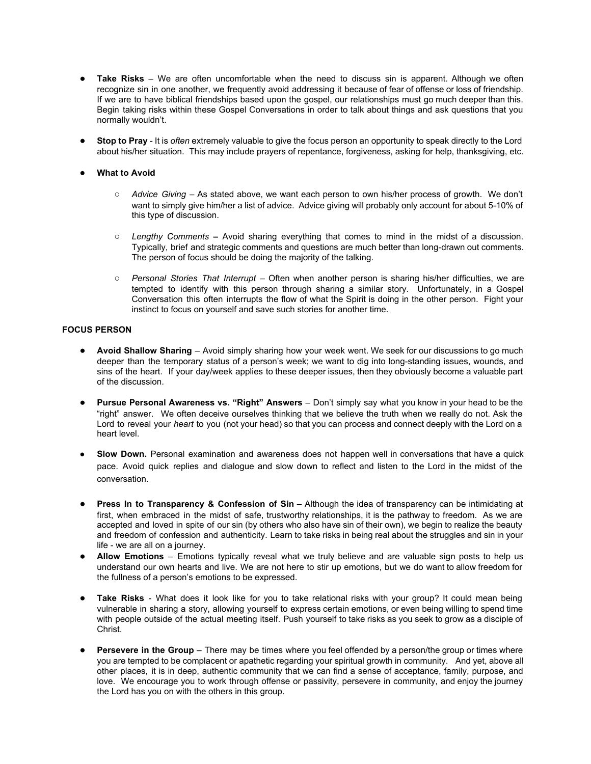- **Take Risks** – We are often uncomfortable when the need to discuss sin is apparent. Although we often recognize sin in one another, we frequently avoid addressing it because of fear of offense or loss of friendship. If we are to have biblical friendships based upon the gospel, our relationships must go much deeper than this. Begin taking risks within these Gospel Conversations in order to talk about things and ask questions that you normally wouldn't.

- **Stop to Pray** - It is *often* extremely valuable to give the focus person an opportunity to speak directly to the Lord about his/her situation. This may include prayers of repentance, forgiveness, asking for help, thanksgiving, etc.

- **What to Avoid**

  - *Advice Giving* – As stated above, we want each person to own his/her process of growth. We don't want to simply give him/her a list of advice. Advice giving will probably only account for about 5-10% of this type of discussion.

  - *Lengthy Comments* **–** Avoid sharing everything that comes to mind in the midst of a discussion. Typically, brief and strategic comments and questions are much better than long-drawn out comments. The person of focus should be doing the majority of the talking.

  - *Personal Stories That Interrupt* – Often when another person is sharing his/her difficulties, we are tempted to identify with this person through sharing a similar story. Unfortunately, in a Gospel Conversation this often interrupts the flow of what the Spirit is doing in the other person. Fight your instinct to focus on yourself and save such stories for another time.

**FOCUS PERSON**

- **Avoid Shallow Sharing** – Avoid simply sharing how your week went. We seek for our discussions to go much deeper than the temporary status of a person's week; we want to dig into long-standing issues, wounds, and sins of the heart. If your day/week applies to these deeper issues, then they obviously become a valuable part of the discussion.

- **Pursue Personal Awareness vs. "Right" Answers** – Don't simply say what you know in your head to be the "right" answer. We often deceive ourselves thinking that we believe the truth when we really do not. Ask the Lord to reveal your *heart* to you (not your head) so that you can process and connect deeply with the Lord on a heart level.

- **Slow Down.** Personal examination and awareness does not happen well in conversations that have a quick pace. Avoid quick replies and dialogue and slow down to reflect and listen to the Lord in the midst of the conversation.

- **Press In to Transparency & Confession of Sin** – Although the idea of transparency can be intimidating at first, when embraced in the midst of safe, trustworthy relationships, it is the pathway to freedom. As we are accepted and loved in spite of our sin (by others who also have sin of their own), we begin to realize the beauty and freedom of confession and authenticity. Learn to take risks in being real about the struggles and sin in your life - we are all on a journey.
- **Allow Emotions** – Emotions typically reveal what we truly believe and are valuable sign posts to help us understand our own hearts and live. We are not here to stir up emotions, but we do want to allow freedom for the fullness of a person's emotions to be expressed.

- **Take Risks** - What does it look like for you to take relational risks with your group? It could mean being vulnerable in sharing a story, allowing yourself to express certain emotions, or even being willing to spend time with people outside of the actual meeting itself. Push yourself to take risks as you seek to grow as a disciple of Christ.

- **Persevere in the Group** – There may be times where you feel offended by a person/the group or times where you are tempted to be complacent or apathetic regarding your spiritual growth in community. And yet, above all other places, it is in deep, authentic community that we can find a sense of acceptance, family, purpose, and love. We encourage you to work through offense or passivity, persevere in community, and enjoy the journey the Lord has you on with the others in this group.